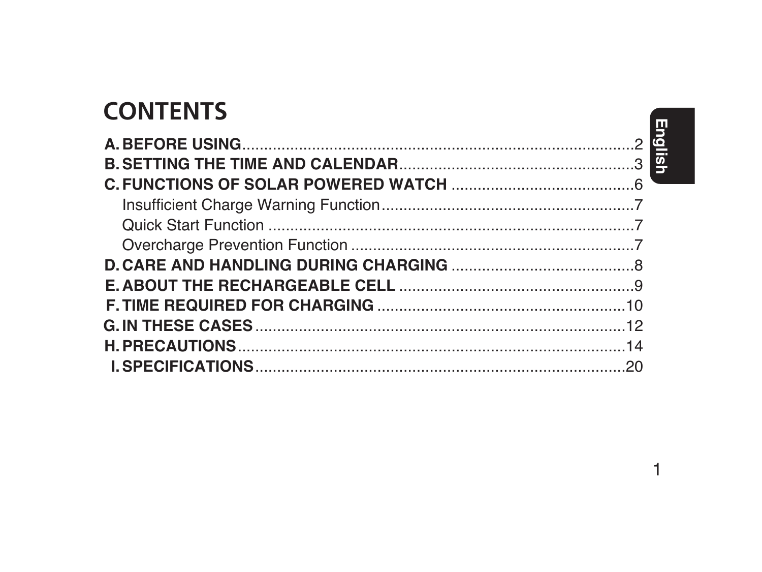# CONTENTS

**A. BEFORE USING**.....2
**B. SETTING THE TIME AND CALENDAR**.....3
**C. FUNCTIONS OF SOLAR POWERED WATCH**.....6
Insufficient Charge Warning Function.....7
Quick Start Function.....7
Overcharge Prevention Function.....7
**D. CARE AND HANDLING DURING CHARGING**.....8
**E. ABOUT THE RECHARGEABLE CELL**.....9
**F. TIME REQUIRED FOR CHARGING**.....10
**G. IN THESE CASES**.....12
**H. PRECAUTIONS**.....14
**I. SPECIFICATIONS**.....20

English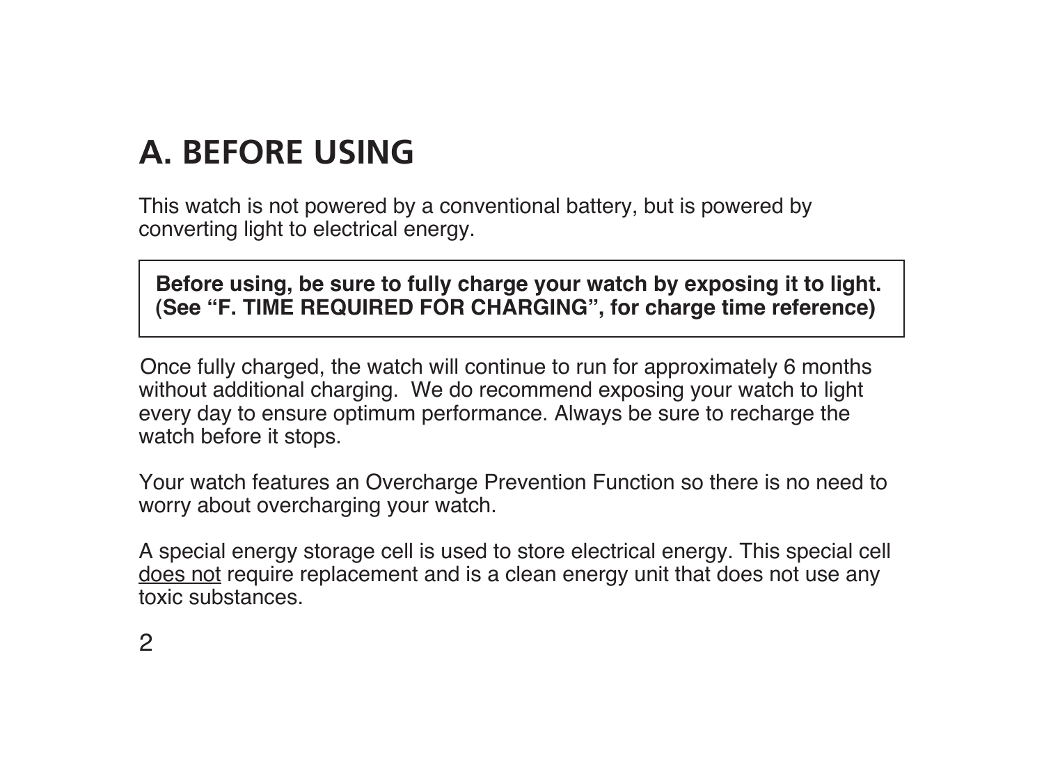# A. BEFORE USING

This watch is not powered by a conventional battery, but is powered by converting light to electrical energy.

**Before using, be sure to fully charge your watch by exposing it to light. (See "F. TIME REQUIRED FOR CHARGING", for charge time reference)**

Once fully charged, the watch will continue to run for approximately 6 months without additional charging. We do recommend exposing your watch to light every day to ensure optimum performance. Always be sure to recharge the watch before it stops.

Your watch features an Overcharge Prevention Function so there is no need to worry about overcharging your watch.

A special energy storage cell is used to store electrical energy. This special cell <u>does not</u> require replacement and is a clean energy unit that does not use any toxic substances.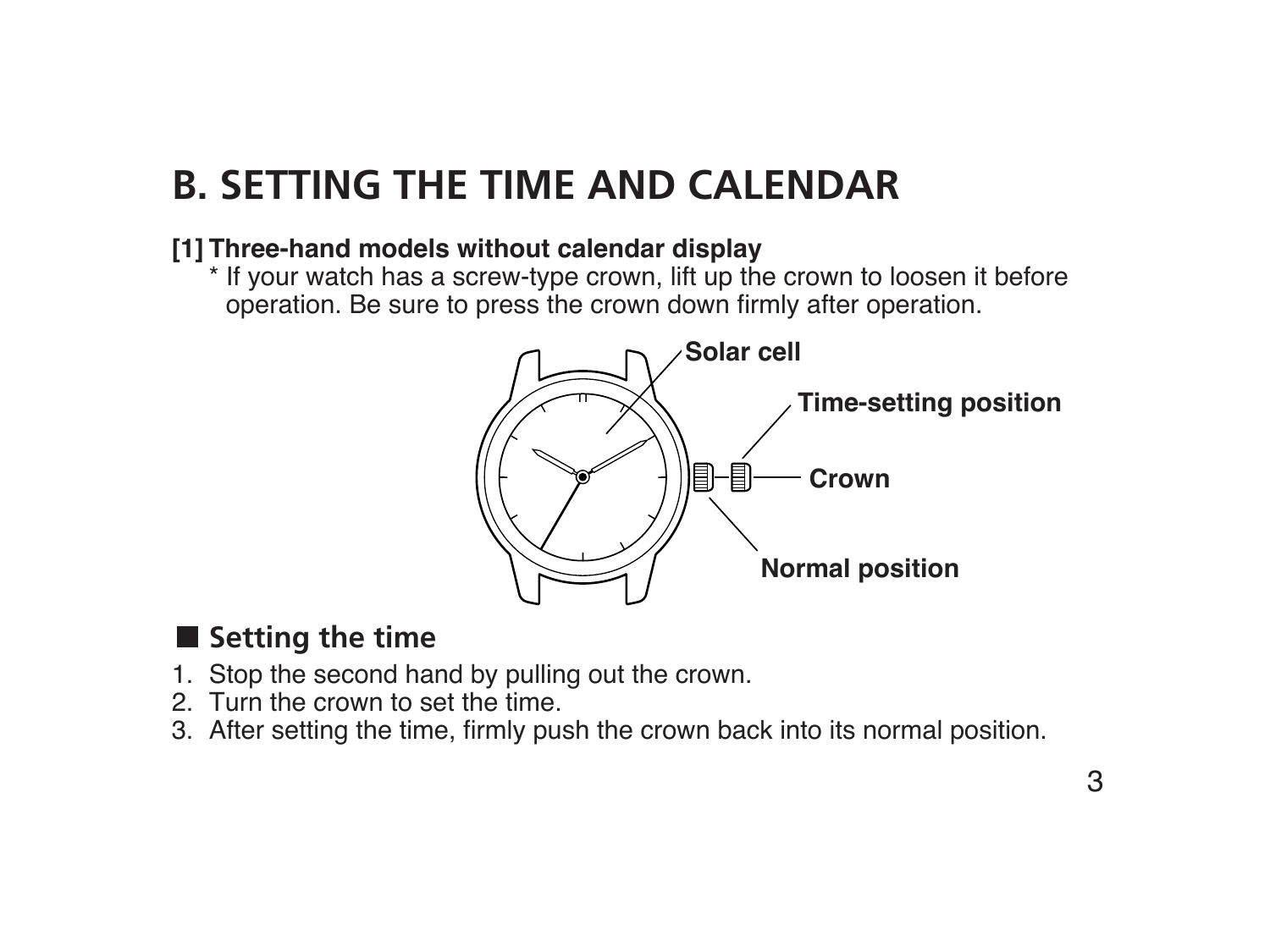# B. SETTING THE TIME AND CALENDAR

**[1] Three-hand models without calendar display**

* If your watch has a screw-type crown, lift up the crown to loosen it before operation. Be sure to press the crown down firmly after operation.

Solar cell

Time-setting position

Crown

Normal position

## ■ Setting the time

1. Stop the second hand by pulling out the crown.
2. Turn the crown to set the time.
3. After setting the time, firmly push the crown back into its normal position.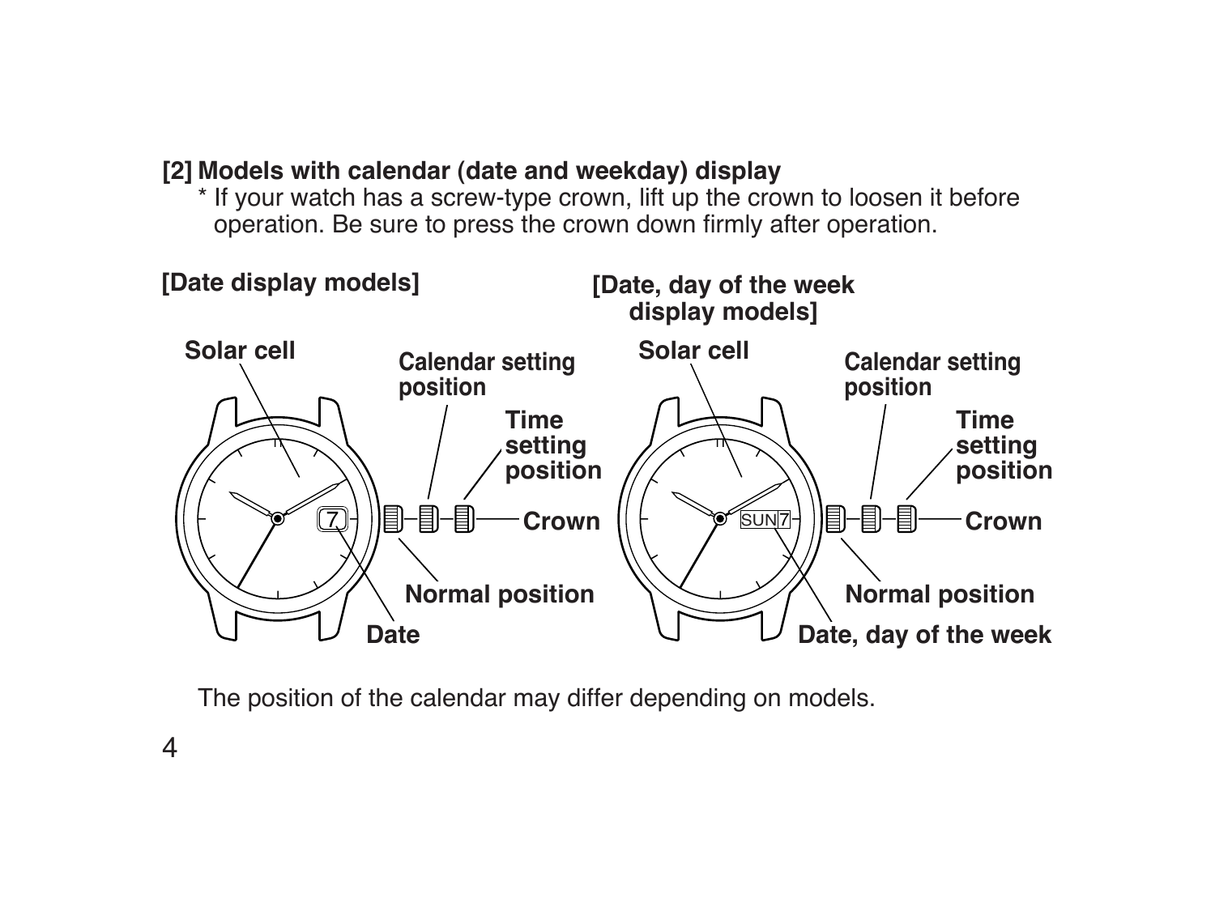### [2] Models with calendar (date and weekday) display

\* If your watch has a screw-type crown, lift up the crown to loosen it before operation. Be sure to press the crown down firmly after operation.

**[Date display models]**

Solar cell
Calendar setting position
Time setting position
Crown
Normal position
Date

**[Date, day of the week display models]**

Solar cell
Calendar setting position
Time setting position
Crown
Normal position
Date, day of the week

The position of the calendar may differ depending on models.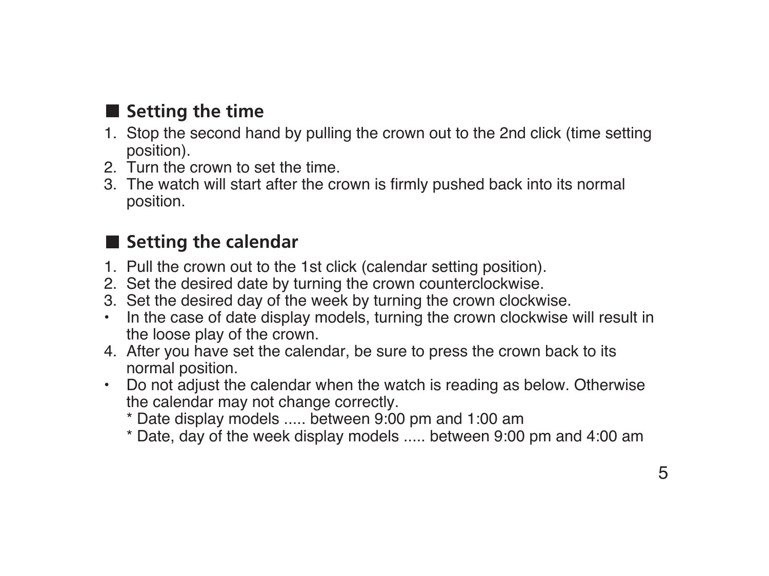## Setting the time

1. Stop the second hand by pulling the crown out to the 2nd click (time setting position).
2. Turn the crown to set the time.
3. The watch will start after the crown is firmly pushed back into its normal position.

## Setting the calendar

1. Pull the crown out to the 1st click (calendar setting position).
2. Set the desired date by turning the crown counterclockwise.
3. Set the desired day of the week by turning the crown clockwise.

- In the case of date display models, turning the crown clockwise will result in the loose play of the crown.

4. After you have set the calendar, be sure to press the crown back to its normal position.

- Do not adjust the calendar when the watch is reading as below. Otherwise the calendar may not change correctly.
  * Date display models ..... between 9:00 pm and 1:00 am
  * Date, day of the week display models ..... between 9:00 pm and 4:00 am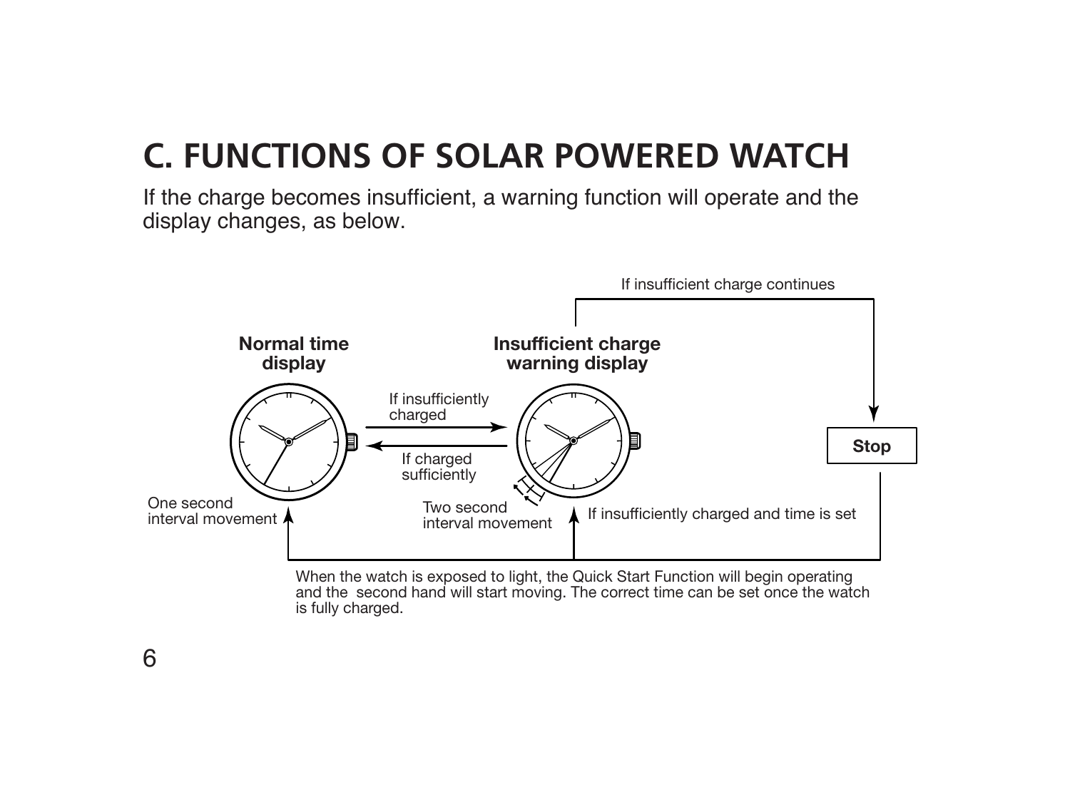# C. FUNCTIONS OF SOLAR POWERED WATCH

If the charge becomes insufficient, a warning function will operate and the display changes, as below.

If insufficient charge continues

**Normal time display**

**Insufficient charge warning display**

If insufficiently charged

If charged sufficiently

**Stop**

One second interval movement

Two second interval movement

If insufficiently charged and time is set

When the watch is exposed to light, the Quick Start Function will begin operating and the second hand will start moving. The correct time can be set once the watch is fully charged.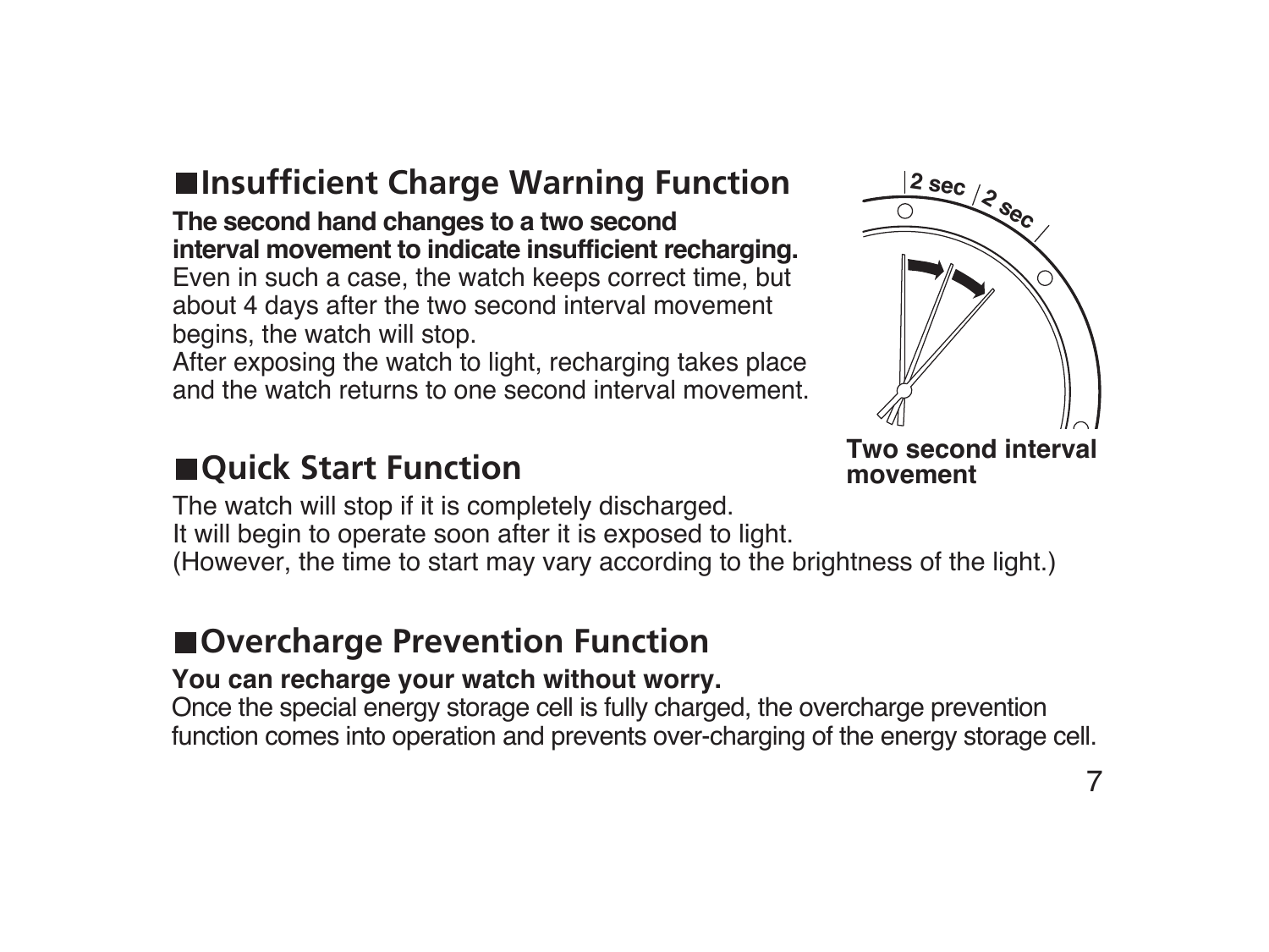## ■Insufficient Charge Warning Function

**The second hand changes to a two second interval movement to indicate insufficient recharging.**
Even in such a case, the watch keeps correct time, but about 4 days after the two second interval movement begins, the watch will stop.
After exposing the watch to light, recharging takes place and the watch returns to one second interval movement.

2 sec
2 sec

**Two second interval movement**

## ■Quick Start Function

The watch will stop if it is completely discharged.
It will begin to operate soon after it is exposed to light.
(However, the time to start may vary according to the brightness of the light.)

## ■Overcharge Prevention Function

**You can recharge your watch without worry.**
Once the special energy storage cell is fully charged, the overcharge prevention function comes into operation and prevents over-charging of the energy storage cell.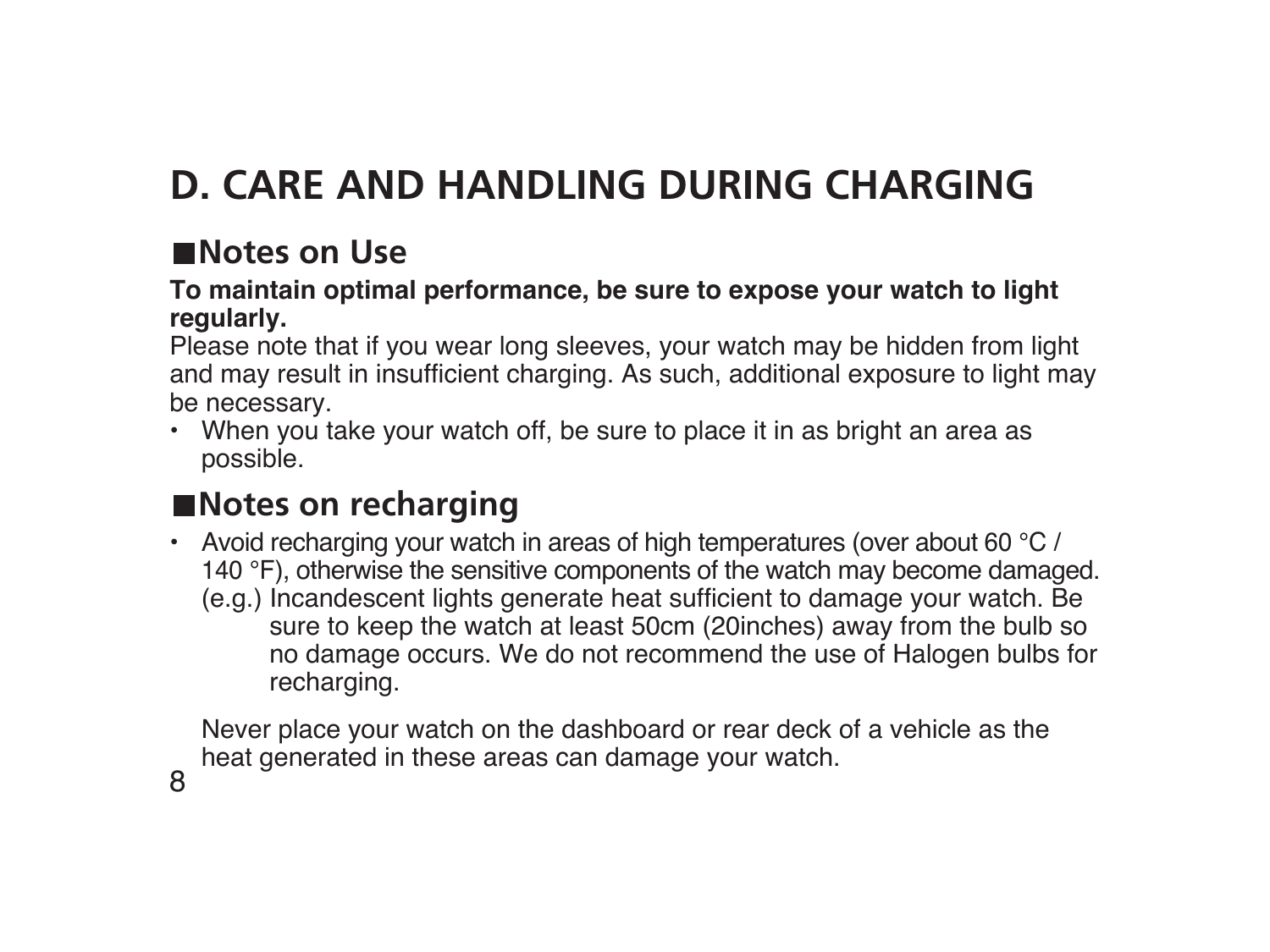# D. CARE AND HANDLING DURING CHARGING

## ■Notes on Use

**To maintain optimal performance, be sure to expose your watch to light regularly.**

Please note that if you wear long sleeves, your watch may be hidden from light and may result in insufficient charging. As such, additional exposure to light may be necessary.

- When you take your watch off, be sure to place it in as bright an area as possible.

## ■Notes on recharging

- Avoid recharging your watch in areas of high temperatures (over about 60 °C / 140 °F), otherwise the sensitive components of the watch may become damaged.
  (e.g.) Incandescent lights generate heat sufficient to damage your watch. Be sure to keep the watch at least 50cm (20inches) away from the bulb so no damage occurs. We do not recommend the use of Halogen bulbs for recharging.

  Never place your watch on the dashboard or rear deck of a vehicle as the heat generated in these areas can damage your watch.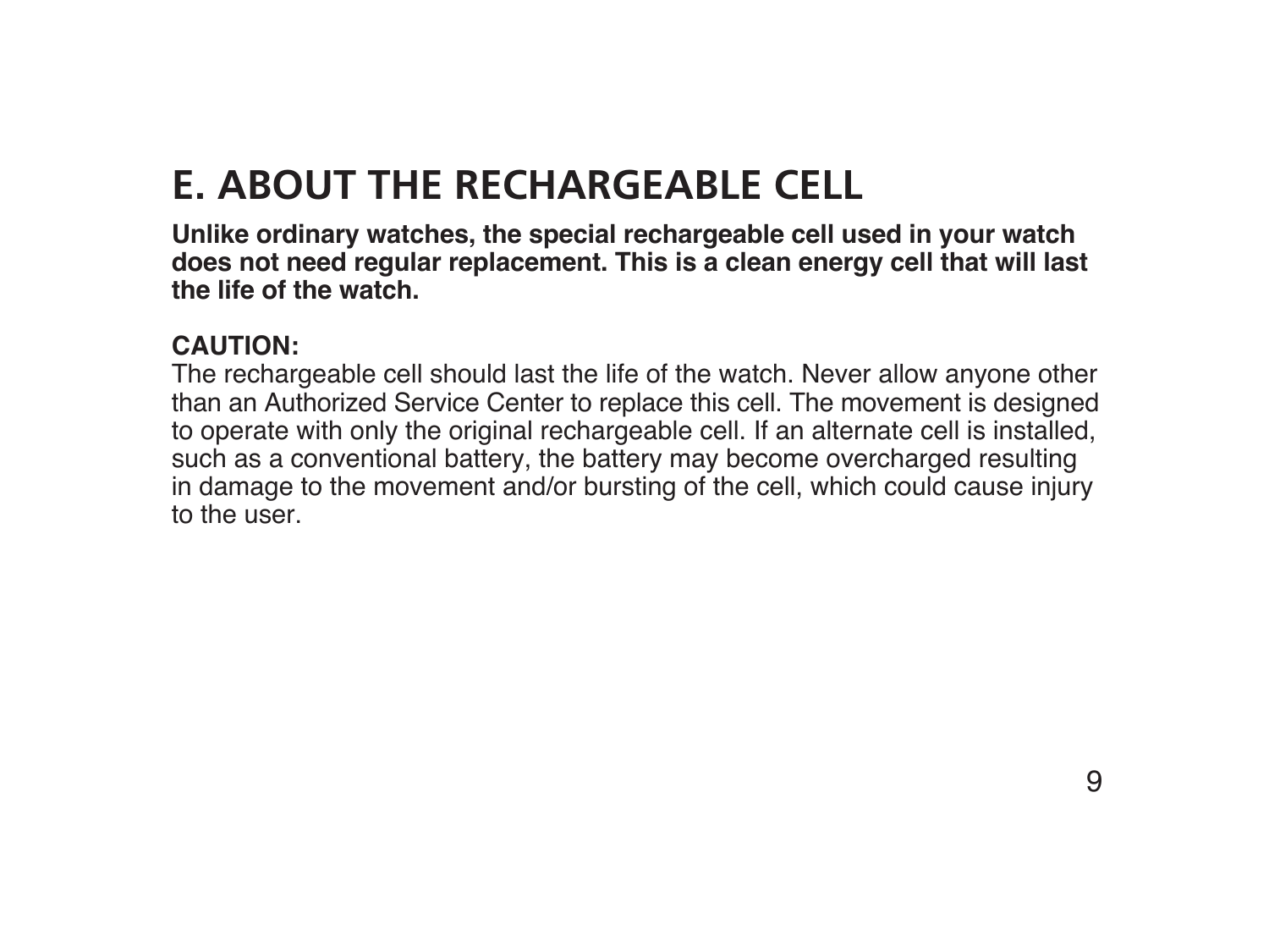# E. ABOUT THE RECHARGEABLE CELL

**Unlike ordinary watches, the special rechargeable cell used in your watch does not need regular replacement. This is a clean energy cell that will last the life of the watch.**

**CAUTION:**
The rechargeable cell should last the life of the watch. Never allow anyone other than an Authorized Service Center to replace this cell. The movement is designed to operate with only the original rechargeable cell. If an alternate cell is installed, such as a conventional battery, the battery may become overcharged resulting in damage to the movement and/or bursting of the cell, which could cause injury to the user.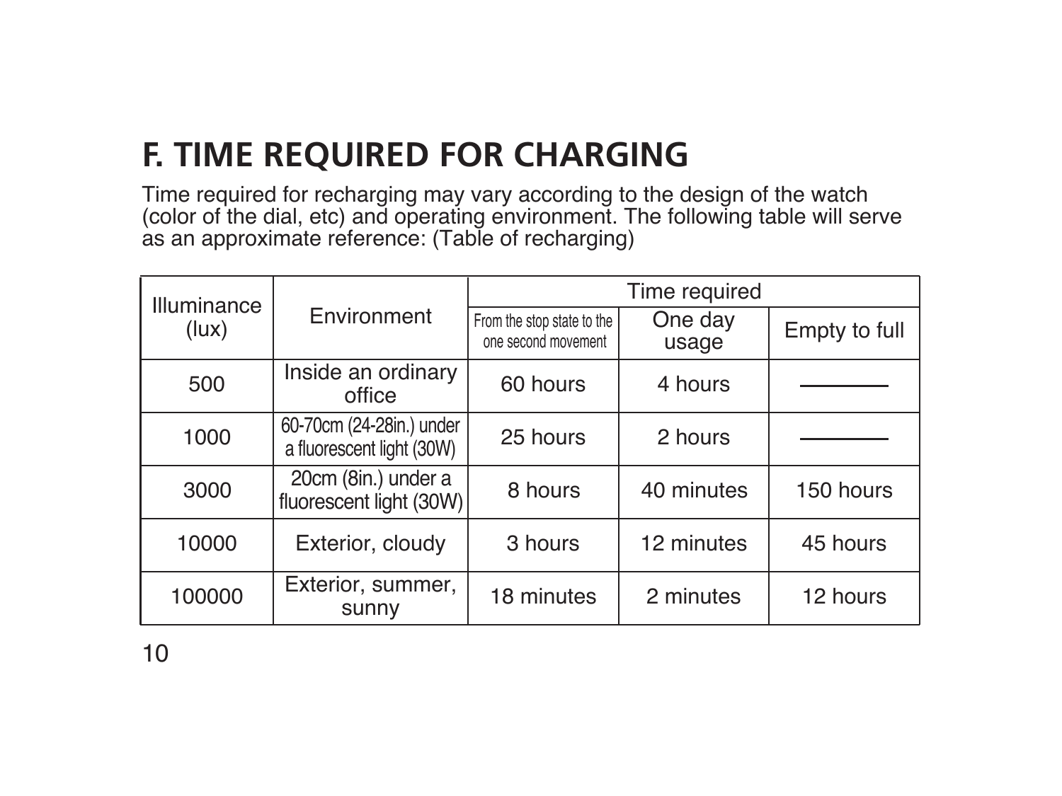# F. TIME REQUIRED FOR CHARGING

Time required for recharging may vary according to the design of the watch (color of the dial, etc) and operating environment. The following table will serve as an approximate reference: (Table of recharging)

| Illuminance (lux) | Environment | Time required | | |
|---|---|---|---|---|
| | | From the stop state to the one second movement | One day usage | Empty to full |
| 500 | Inside an ordinary office | 60 hours | 4 hours | ———— |
| 1000 | 60-70cm (24-28in.) under a fluorescent light (30W) | 25 hours | 2 hours | ———— |
| 3000 | 20cm (8in.) under a fluorescent light (30W) | 8 hours | 40 minutes | 150 hours |
| 10000 | Exterior, cloudy | 3 hours | 12 minutes | 45 hours |
| 100000 | Exterior, summer, sunny | 18 minutes | 2 minutes | 12 hours |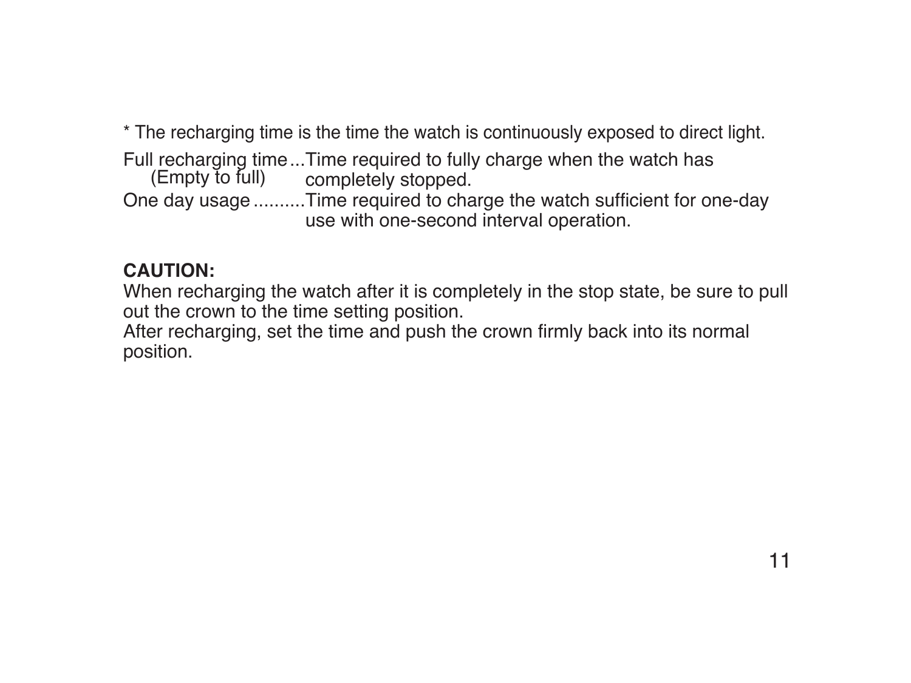* The recharging time is the time the watch is continuously exposed to direct light.

Full recharging time (Empty to full) ...Time required to fully charge when the watch has completely stopped.

One day usage ..........Time required to charge the watch sufficient for one-day use with one-second interval operation.

**CAUTION:**

When recharging the watch after it is completely in the stop state, be sure to pull out the crown to the time setting position.

After recharging, set the time and push the crown firmly back into its normal position.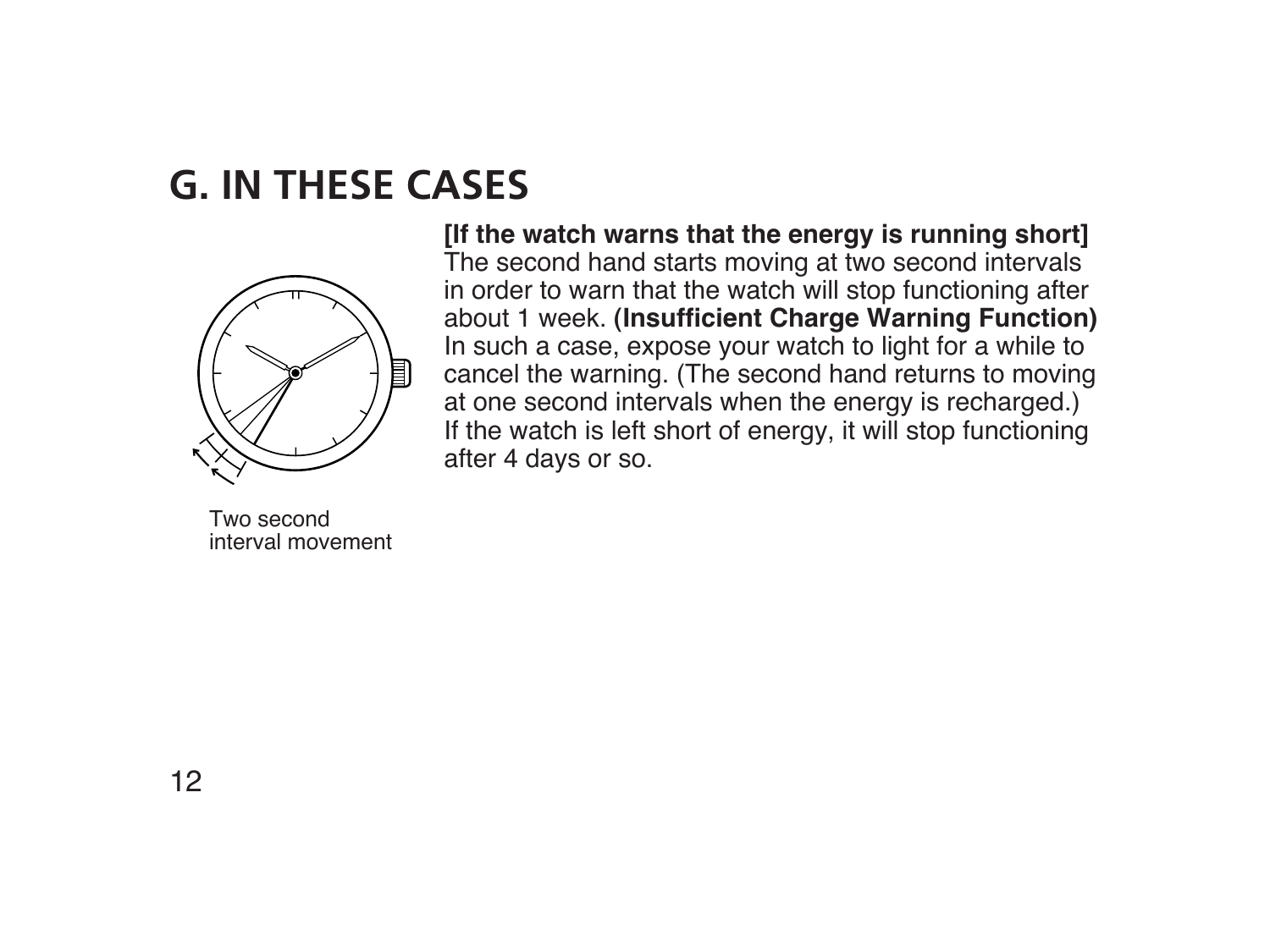# G. IN THESE CASES

Two second
interval movement

**[If the watch warns that the energy is running short]**
The second hand starts moving at two second intervals in order to warn that the watch will stop functioning after about 1 week. **(Insufficient Charge Warning Function)**
In such a case, expose your watch to light for a while to cancel the warning. (The second hand returns to moving at one second intervals when the energy is recharged.)
If the watch is left short of energy, it will stop functioning after 4 days or so.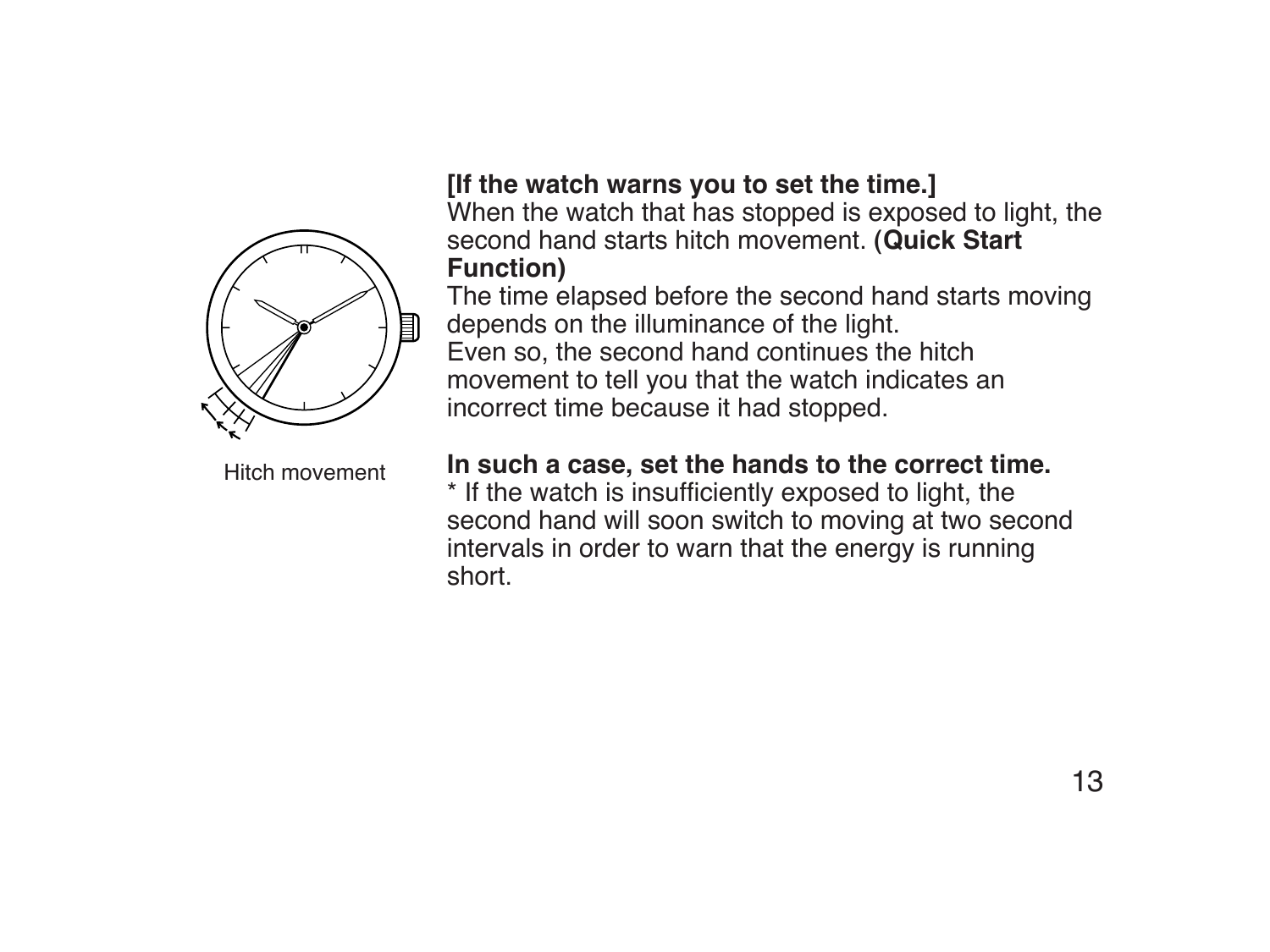Hitch movement

**[If the watch warns you to set the time.]**

When the watch that has stopped is exposed to light, the second hand starts hitch movement. **(Quick Start Function)**

The time elapsed before the second hand starts moving depends on the illuminance of the light.

Even so, the second hand continues the hitch movement to tell you that the watch indicates an incorrect time because it had stopped.

**In such a case, set the hands to the correct time.**

* If the watch is insufficiently exposed to light, the second hand will soon switch to moving at two second intervals in order to warn that the energy is running short.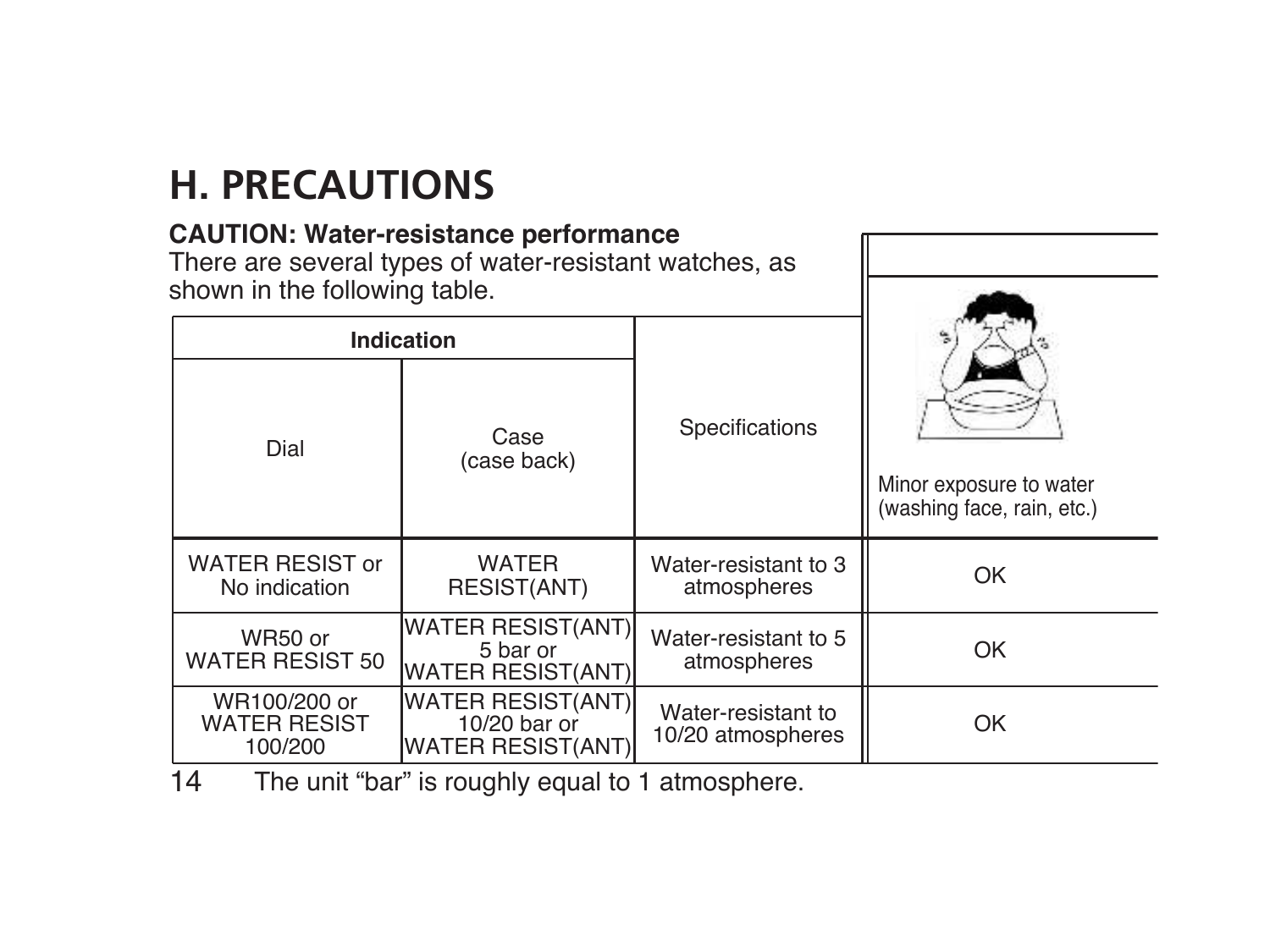# H. PRECAUTIONS

**CAUTION: Water-resistance performance**

There are several types of water-resistant watches, as shown in the following table.

| Indication | | Specifications | Minor exposure to water (washing face, rain, etc.) |
|---|---|---|---|
| Dial | Case (case back) | | |
| WATER RESIST or No indication | WATER RESIST(ANT) | Water-resistant to 3 atmospheres | OK |
| WR50 or WATER RESIST 50 | WATER RESIST(ANT) 5 bar or WATER RESIST(ANT) | Water-resistant to 5 atmospheres | OK |
| WR100/200 or WATER RESIST 100/200 | WATER RESIST(ANT) 10/20 bar or WATER RESIST(ANT) | Water-resistant to 10/20 atmospheres | OK |

The unit “bar” is roughly equal to 1 atmosphere.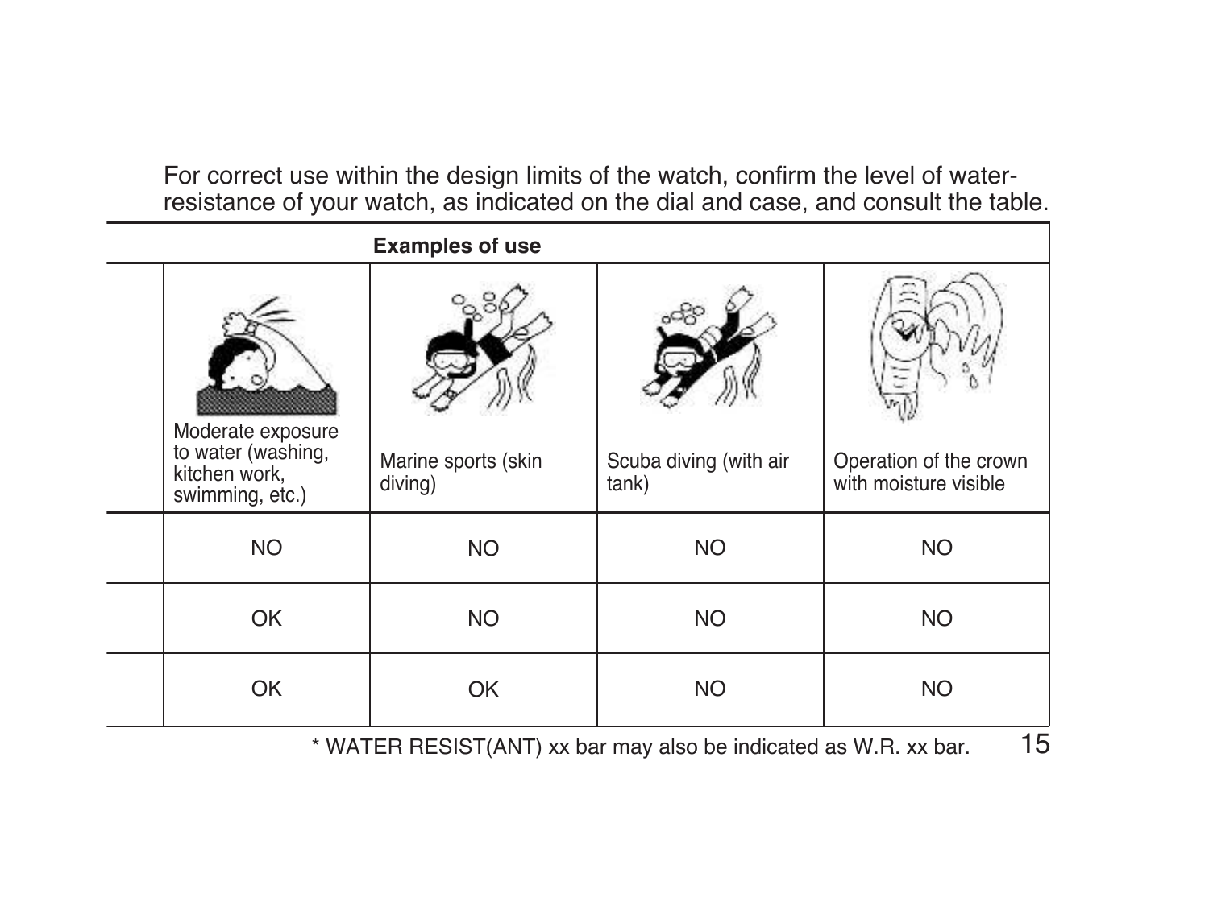For correct use within the design limits of the watch, confirm the level of water-resistance of your watch, as indicated on the dial and case, and consult the table.

| Examples of use | | | | |
|---|---|---|---|---|
| | Moderate exposure to water (washing, kitchen work, swimming, etc.) | Marine sports (skin diving) | Scuba diving (with air tank) | Operation of the crown with moisture visible |
| | NO | NO | NO | NO |
| | OK | NO | NO | NO |
| | OK | OK | NO | NO |

* WATER RESIST(ANT) xx bar may also be indicated as W.R. xx bar.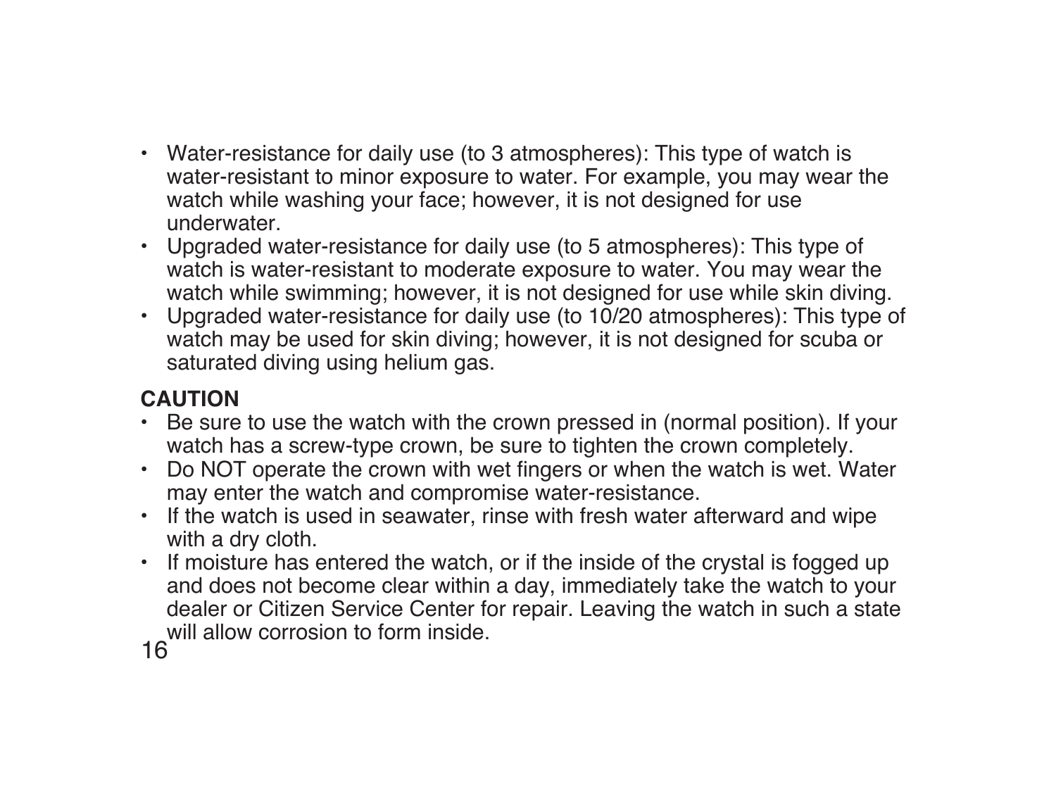- Water-resistance for daily use (to 3 atmospheres): This type of watch is water-resistant to minor exposure to water. For example, you may wear the watch while washing your face; however, it is not designed for use underwater.
- Upgraded water-resistance for daily use (to 5 atmospheres): This type of watch is water-resistant to moderate exposure to water. You may wear the watch while swimming; however, it is not designed for use while skin diving.
- Upgraded water-resistance for daily use (to 10/20 atmospheres): This type of watch may be used for skin diving; however, it is not designed for scuba or saturated diving using helium gas.

**CAUTION**

- Be sure to use the watch with the crown pressed in (normal position). If your watch has a screw-type crown, be sure to tighten the crown completely.
- Do NOT operate the crown with wet fingers or when the watch is wet. Water may enter the watch and compromise water-resistance.
- If the watch is used in seawater, rinse with fresh water afterward and wipe with a dry cloth.
- If moisture has entered the watch, or if the inside of the crystal is fogged up and does not become clear within a day, immediately take the watch to your dealer or Citizen Service Center for repair. Leaving the watch in such a state will allow corrosion to form inside.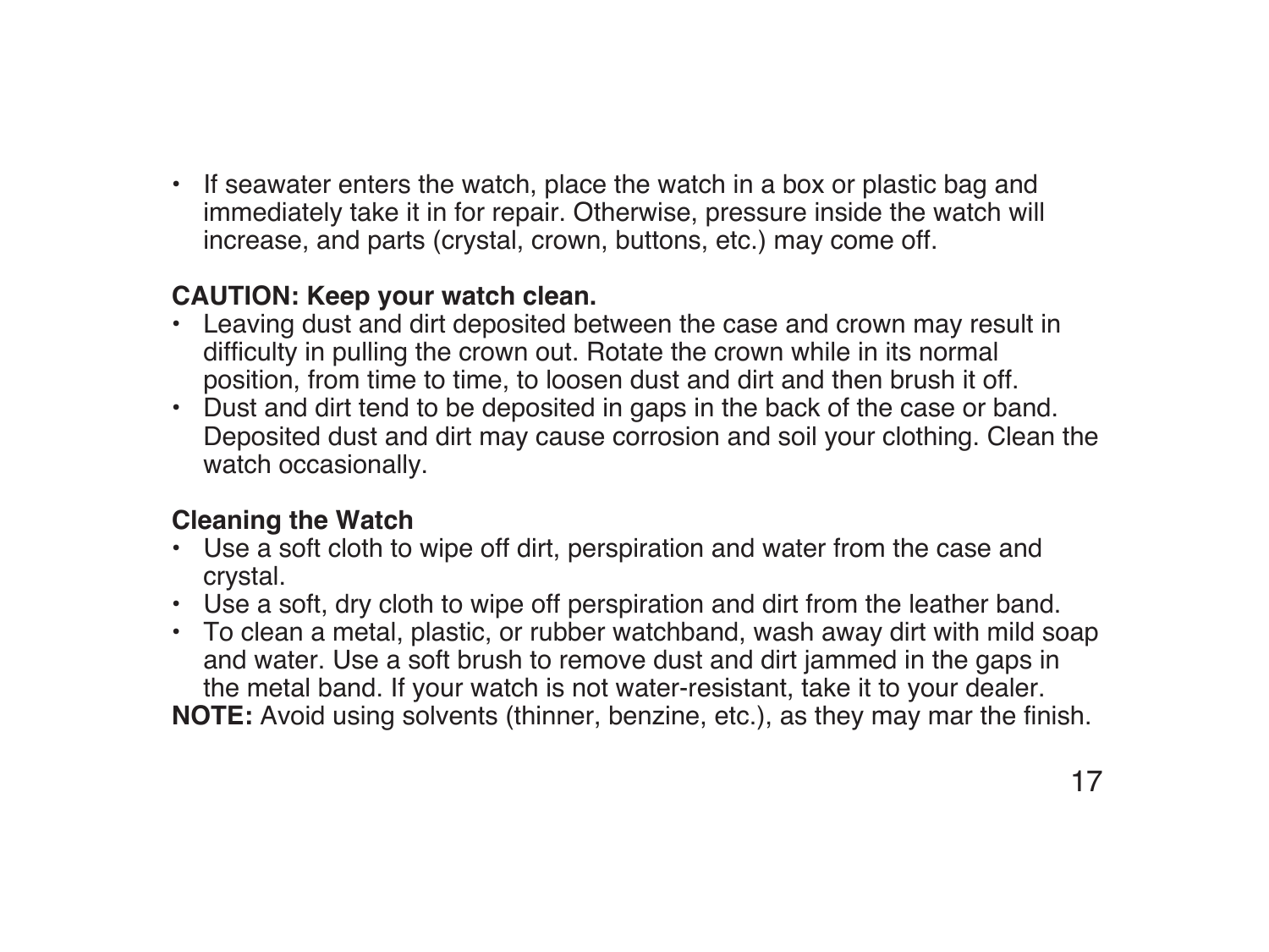- If seawater enters the watch, place the watch in a box or plastic bag and immediately take it in for repair. Otherwise, pressure inside the watch will increase, and parts (crystal, crown, buttons, etc.) may come off.

**CAUTION: Keep your watch clean.**

- Leaving dust and dirt deposited between the case and crown may result in difficulty in pulling the crown out. Rotate the crown while in its normal position, from time to time, to loosen dust and dirt and then brush it off.
- Dust and dirt tend to be deposited in gaps in the back of the case or band. Deposited dust and dirt may cause corrosion and soil your clothing. Clean the watch occasionally.

**Cleaning the Watch**

- Use a soft cloth to wipe off dirt, perspiration and water from the case and crystal.
- Use a soft, dry cloth to wipe off perspiration and dirt from the leather band.
- To clean a metal, plastic, or rubber watchband, wash away dirt with mild soap and water. Use a soft brush to remove dust and dirt jammed in the gaps in the metal band. If your watch is not water-resistant, take it to your dealer.

**NOTE:** Avoid using solvents (thinner, benzine, etc.), as they may mar the finish.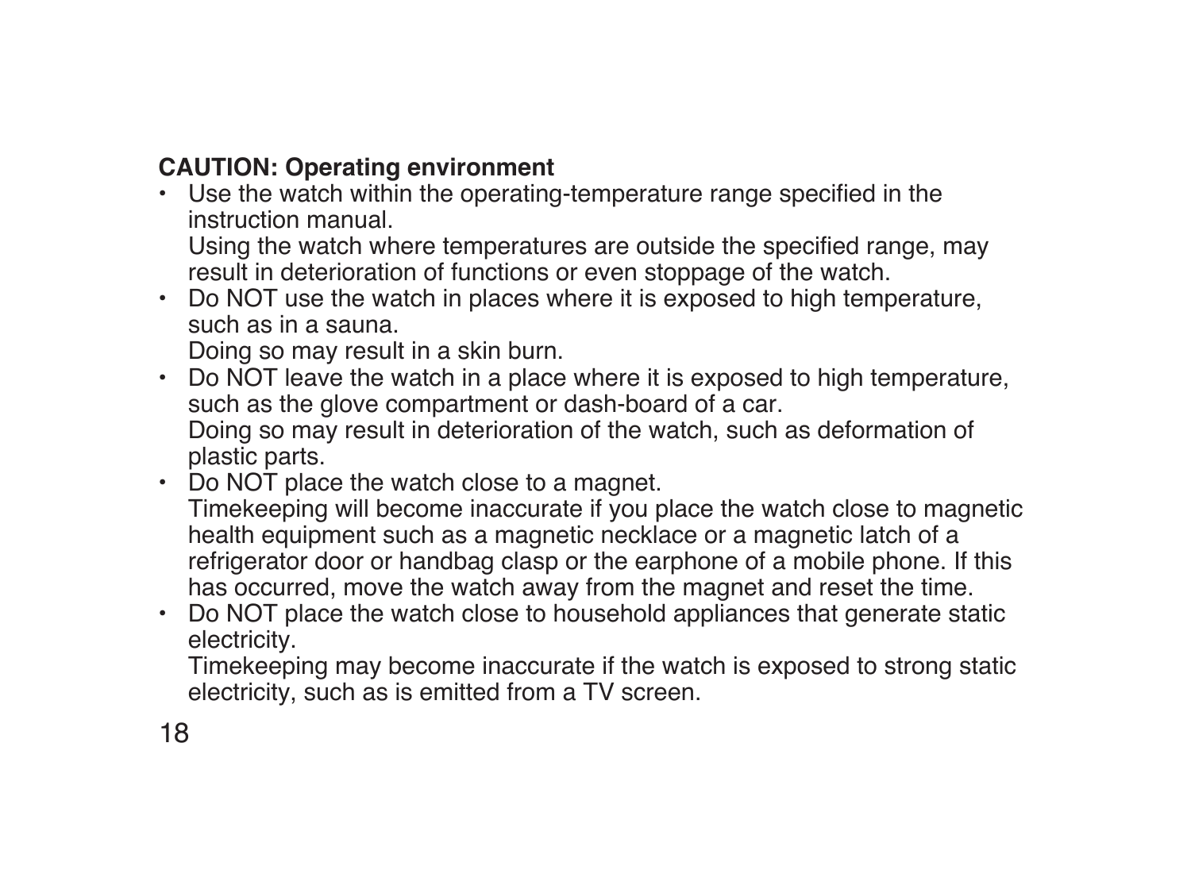**CAUTION: Operating environment**

- Use the watch within the operating-temperature range specified in the instruction manual.
  Using the watch where temperatures are outside the specified range, may result in deterioration of functions or even stoppage of the watch.
- Do NOT use the watch in places where it is exposed to high temperature, such as in a sauna.
  Doing so may result in a skin burn.
- Do NOT leave the watch in a place where it is exposed to high temperature, such as the glove compartment or dash-board of a car.
  Doing so may result in deterioration of the watch, such as deformation of plastic parts.
- Do NOT place the watch close to a magnet.
  Timekeeping will become inaccurate if you place the watch close to magnetic health equipment such as a magnetic necklace or a magnetic latch of a refrigerator door or handbag clasp or the earphone of a mobile phone. If this has occurred, move the watch away from the magnet and reset the time.
- Do NOT place the watch close to household appliances that generate static electricity.
  Timekeeping may become inaccurate if the watch is exposed to strong static electricity, such as is emitted from a TV screen.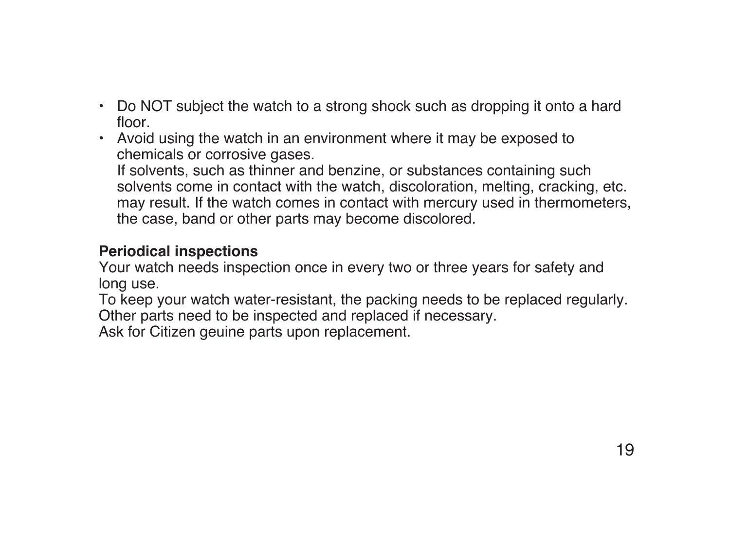- Do NOT subject the watch to a strong shock such as dropping it onto a hard floor.
- Avoid using the watch in an environment where it may be exposed to chemicals or corrosive gases.
  If solvents, such as thinner and benzine, or substances containing such solvents come in contact with the watch, discoloration, melting, cracking, etc. may result. If the watch comes in contact with mercury used in thermometers, the case, band or other parts may become discolored.

**Periodical inspections**

Your watch needs inspection once in every two or three years for safety and long use.

To keep your watch water-resistant, the packing needs to be replaced regularly.

Other parts need to be inspected and replaced if necessary.

Ask for Citizen geuine parts upon replacement.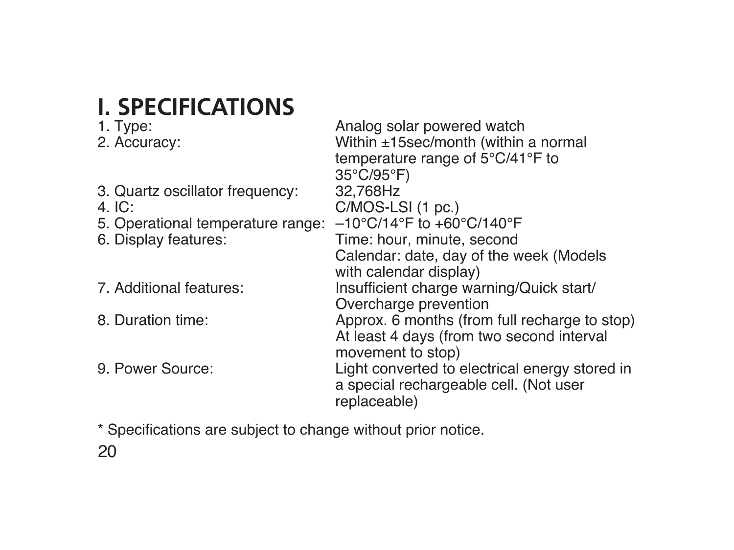# I. SPECIFICATIONS

| | |
|---|---|
| 1. Type: | Analog solar powered watch |
| 2. Accuracy: | Within ±15sec/month (within a normal temperature range of 5°C/41°F to 35°C/95°F) |
| 3. Quartz oscillator frequency: | 32,768Hz |
| 4. IC: | C/MOS-LSI (1 pc.) |
| 5. Operational temperature range: | –10°C/14°F to +60°C/140°F |
| 6. Display features: | Time: hour, minute, second<br>Calendar: date, day of the week (Models with calendar display) |
| 7. Additional features: | Insufficient charge warning/Quick start/ Overcharge prevention |
| 8. Duration time: | Approx. 6 months (from full recharge to stop)<br>At least 4 days (from two second interval movement to stop) |
| 9. Power Source: | Light converted to electrical energy stored in a special rechargeable cell. (Not user replaceable) |

* Specifications are subject to change without prior notice.